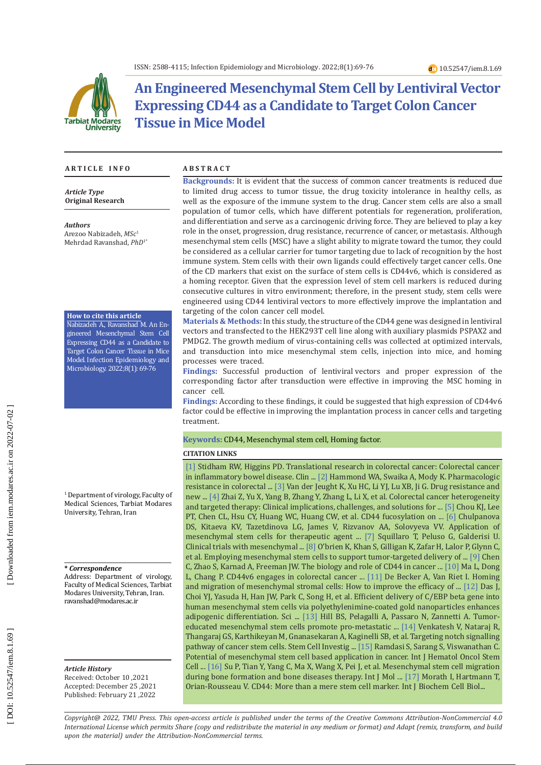# An Engineered Mesenchymal Stem Cell by Lentiviral Vector Expressing CD44 as a Candidate to Target Colon Cancer Tissue in Mice Model

## ARTICLE INFO

*Article Type*
**Original Research**

*Authors*
Arezoo Nabizadeh, *MSc*[1]
Mehrdad Ravanshad, *PhD*[1*]

**How to cite this article**
Nabizadeh A, Ravanshad M. An Engineered Mesenchymal Stem Cell Expressing CD44 as a Candidate to Target Colon Cancer Tissue in Mice Model. Infection Epidemiology and Microbiology. 2022;8(1): 69-76

[1] Department of virology, Faculty of Medical Sciences, Tarbiat Modares University, Tehran, Iran

*** *Correspondence***
Address: Department of virology, Faculty of Medical Sciences, Tarbiat Modares University, Tehran, Iran.
ravanshad@modares.ac.ir

*Article History*
Received: October 10 ,2021
Accepted: December 25 ,2021
Published: February 21 ,2022

## ABSTRACT

**Backgrounds:** It is evident that the success of common cancer treatments is reduced due to limited drug access to tumor tissue, the drug toxicity intolerance in healthy cells, as well as the exposure of the immune system to the drug. Cancer stem cells are also a small population of tumor cells, which have different potentials for regeneration, proliferation, and differentiation and serve as a carcinogenic driving force. They are believed to play a key role in the onset, progression, drug resistance, recurrence of cancer, or metastasis. Although mesenchymal stem cells (MSC) have a slight ability to migrate toward the tumor, they could be considered as a cellular carrier for tumor targeting due to lack of recognition by the host immune system. Stem cells with their own ligands could effectively target cancer cells. One of the CD markers that exist on the surface of stem cells is CD44v6, which is considered as a homing receptor. Given that the expression level of stem cell markers is reduced during consecutive cultures in vitro environment; therefore, in the present study, stem cells were engineered using CD44 lentiviral vectors to more effectively improve the implantation and targeting of the colon cancer cell model.

**Materials & Methods:** In this study, the structure of the CD44 gene was designed in lentiviral vectors and transfected to the HEK293T cell line along with auxiliary plasmids PSPAX2 and PMDG2. The growth medium of virus-containing cells was collected at optimized intervals, and transduction into mice mesenchymal stem cells, injection into mice, and homing processes were traced.

**Findings:** Successful production of lentiviral vectors and proper expression of the corresponding factor after transduction were effective in improving the MSC homing in cancer cell.

**Findings:** According to these findings, it could be suggested that high expression of CD44v6 factor could be effective in improving the implantation process in cancer cells and targeting treatment.

**Keywords:** CD44, Mesenchymal stem cell, Homing factor.

**CITATION LINKS**

[1] Stidham RW, Higgins PD. Translational research in colorectal cancer: Colorectal cancer in inflammatory bowel disease. Clin ... [2] Hammond WA, Swaika A, Mody K. Pharmacologic resistance in colorectal ... [3] Van der Jeught K, Xu HC, Li YJ, Lu XB, Ji G. Drug resistance and new ... [4] Zhai Z, Yu X, Yang B, Zhang Y, Zhang L, Li X, et al. Colorectal cancer heterogeneity and targeted therapy: Clinical implications, challenges, and solutions for ... [5] Chou KJ, Lee PT, Chen CL, Hsu CY, Huang WC, Huang CW, et al. CD44 fucosylation on ... [6] Chulpanova DS, Kitaeva KV, Tazetdinova LG, James V, Rizvanov AA, Solovyeva VV. Application of mesenchymal stem cells for therapeutic agent ... [7] Squillaro T, Peluso G, Galderisi U. Clinical trials with mesenchymal ... [8] O'brien K, Khan S, Gilligan K, Zafar H, Lalor P, Glynn C, et al. Employing mesenchymal stem cells to support tumor-targeted delivery of ... [9] Chen C, Zhao S, Karnad A, Freeman JW. The biology and role of CD44 in cancer ... [10] Ma L, Dong L, Chang P. CD44v6 engages in colorectal cancer ... [11] De Becker A, Van Riet I. Homing and migration of mesenchymal stromal cells: How to improve the efficacy of ... [12] Das J, Choi YJ, Yasuda H, Han JW, Park C, Song H, et al. Efficient delivery of C/EBP beta gene into human mesenchymal stem cells via polyethylenimine-coated gold nanoparticles enhances adipogenic differentiation. Sci ... [13] Hill BS, Pelagalli A, Passaro N, Zannetti A. Tumor-educated mesenchymal stem cells promote pro-metastatic ... [14] Venkatesh V, Nataraj R, Thangaraj GS, Karthikeyan M, Gnanasekaran A, Kaginelli SB, et al. Targeting notch signalling pathway of cancer stem cells. Stem Cell Investig ... [15] Ramdasi S, Sarang S, Viswanathan C. Potential of mesenchymal stem cell based application in cancer. Int J Hematol Oncol Stem Cell ... [16] Su P, Tian Y, Yang C, Ma X, Wang X, Pei J, et al. Mesenchymal stem cell migration during bone formation and bone diseases therapy. Int J Mol ... [17] Morath I, Hartmann T, Orian-Rousseau V. CD44: More than a mere stem cell marker. Int J Biochem Cell Biol...

*Copyright@ 2022, TMU Press. This open-access article is published under the terms of the Creative Commons Attribution-NonCommercial 4.0 International License which permits Share (copy and redistribute the material in any medium or format) and Adapt (remix, transform, and build upon the material) under the Attribution-NonCommercial terms.*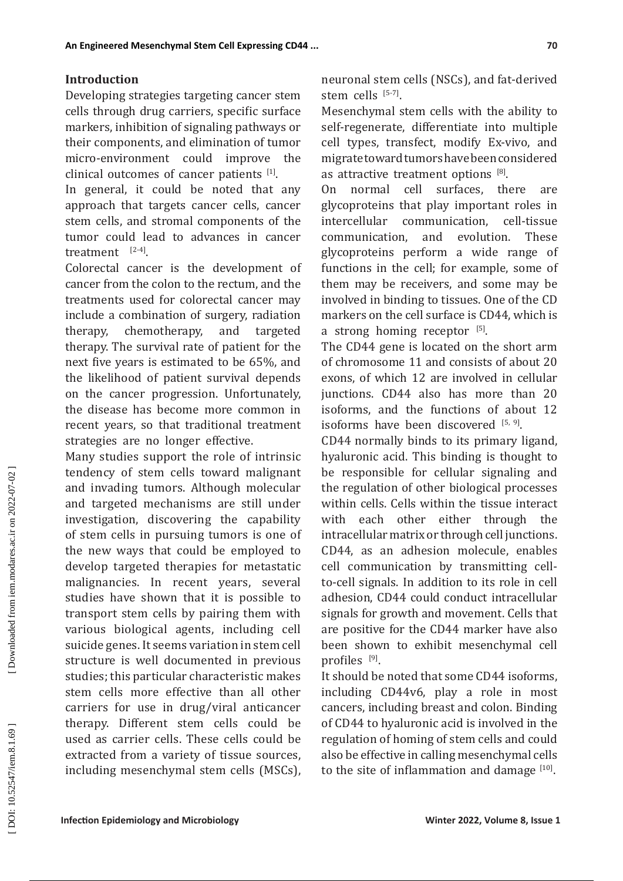## Introduction

Developing strategies targeting cancer stem cells through drug carriers, specific surface markers, inhibition of signaling pathways or their components, and elimination of tumor micro-environment could improve the clinical outcomes of cancer patients [1].

In general, it could be noted that any approach that targets cancer cells, cancer stem cells, and stromal components of the tumor could lead to advances in cancer treatment [2-4].

Colorectal cancer is the development of cancer from the colon to the rectum, and the treatments used for colorectal cancer may include a combination of surgery, radiation therapy, chemotherapy, and targeted therapy. The survival rate of patient for the next five years is estimated to be 65%, and the likelihood of patient survival depends on the cancer progression. Unfortunately, the disease has become more common in recent years, so that traditional treatment strategies are no longer effective.

Many studies support the role of intrinsic tendency of stem cells toward malignant and invading tumors. Although molecular and targeted mechanisms are still under investigation, discovering the capability of stem cells in pursuing tumors is one of the new ways that could be employed to develop targeted therapies for metastatic malignancies. In recent years, several studies have shown that it is possible to transport stem cells by pairing them with various biological agents, including cell suicide genes. It seems variation in stem cell structure is well documented in previous studies; this particular characteristic makes stem cells more effective than all other carriers for use in drug/viral anticancer therapy. Different stem cells could be used as carrier cells. These cells could be extracted from a variety of tissue sources, including mesenchymal stem cells (MSCs), neuronal stem cells (NSCs), and fat-derived stem cells [5-7].

Mesenchymal stem cells with the ability to self-regenerate, differentiate into multiple cell types, transfect, modify Ex-vivo, and migrate toward tumors have been considered as attractive treatment options [8].

On normal cell surfaces, there are glycoproteins that play important roles in intercellular communication, cell-tissue communication, and evolution. These glycoproteins perform a wide range of functions in the cell; for example, some of them may be receivers, and some may be involved in binding to tissues. One of the CD markers on the cell surface is CD44, which is a strong homing receptor [5].

The CD44 gene is located on the short arm of chromosome 11 and consists of about 20 exons, of which 12 are involved in cellular junctions. CD44 also has more than 20 isoforms, and the functions of about 12 isoforms have been discovered [5, 9].

CD44 normally binds to its primary ligand, hyaluronic acid. This binding is thought to be responsible for cellular signaling and the regulation of other biological processes within cells. Cells within the tissue interact with each other either through the intracellular matrix or through cell junctions. CD44, as an adhesion molecule, enables cell communication by transmitting cell-to-cell signals. In addition to its role in cell adhesion, CD44 could conduct intracellular signals for growth and movement. Cells that are positive for the CD44 marker have also been shown to exhibit mesenchymal cell profiles [9].

It should be noted that some CD44 isoforms, including CD44v6, play a role in most cancers, including breast and colon. Binding of CD44 to hyaluronic acid is involved in the regulation of homing of stem cells and could also be effective in calling mesenchymal cells to the site of inflammation and damage [10].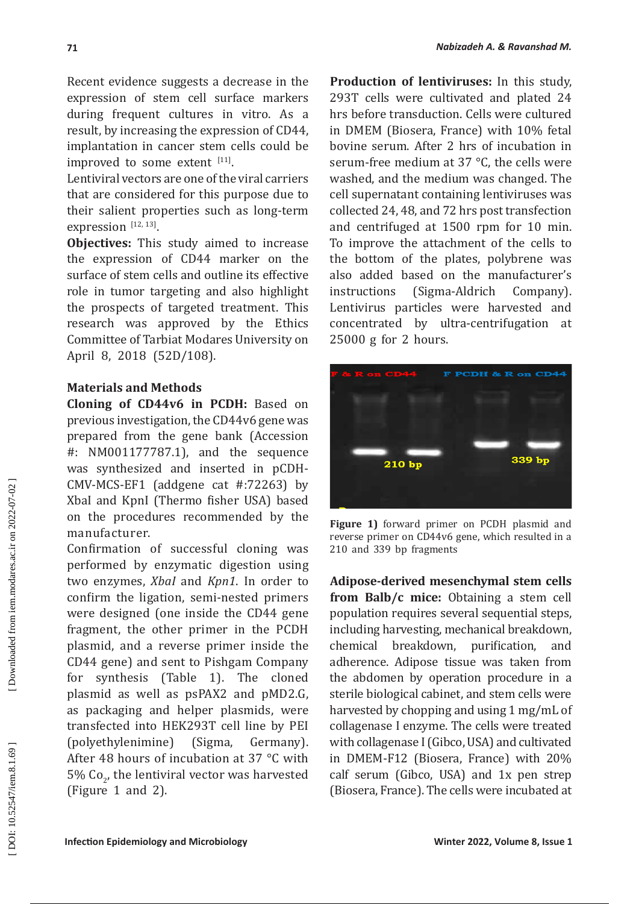Recent evidence suggests a decrease in the expression of stem cell surface markers during frequent cultures in vitro. As a result, by increasing the expression of CD44, implantation in cancer stem cells could be improved to some extent [11].

Lentiviral vectors are one of the viral carriers that are considered for this purpose due to their salient properties such as long-term expression [12, 13].

**Objectives:** This study aimed to increase the expression of CD44 marker on the surface of stem cells and outline its effective role in tumor targeting and also highlight the prospects of targeted treatment. This research was approved by the Ethics Committee of Tarbiat Modares University on April 8, 2018 (52D/108).

## Materials and Methods

**Cloning of CD44v6 in PCDH:** Based on previous investigation, the CD44v6 gene was prepared from the gene bank (Accession #: NM001177787.1), and the sequence was synthesized and inserted in pCDH-CMV-MCS-EF1 (addgene cat #:72263) by XbaI and KpnI (Thermo fisher USA) based on the procedures recommended by the manufacturer.

Confirmation of successful cloning was performed by enzymatic digestion using two enzymes, *XbaI* and *Kpn1*. In order to confirm the ligation, semi-nested primers were designed (one inside the CD44 gene fragment, the other primer in the PCDH plasmid, and a reverse primer inside the CD44 gene) and sent to Pishgam Company for synthesis (Table 1). The cloned plasmid as well as psPAX2 and pMD2.G, as packaging and helper plasmids, were transfected into HEK293T cell line by PEI (polyethylenimine) (Sigma, Germany). After 48 hours of incubation at 37 °C with 5% $Co_2$, the lentiviral vector was harvested (Figure 1 and 2).

**Production of lentiviruses:** In this study, 293T cells were cultivated and plated 24 hrs before transduction. Cells were cultured in DMEM (Biosera, France) with 10% fetal bovine serum. After 2 hrs of incubation in serum-free medium at 37 °C, the cells were washed, and the medium was changed. The cell supernatant containing lentiviruses was collected 24, 48, and 72 hrs post transfection and centrifuged at 1500 rpm for 10 min. To improve the attachment of the cells to the bottom of the plates, polybrene was also added based on the manufacturer's instructions (Sigma-Aldrich Company). Lentivirus particles were harvested and concentrated by ultra-centrifugation at 25000 g for 2 hours.

**Figure 1)** forward primer on PCDH plasmid and reverse primer on CD44v6 gene, which resulted in a 210 and 339 bp fragments

**Adipose-derived mesenchymal stem cells from Balb/c mice:** Obtaining a stem cell population requires several sequential steps, including harvesting, mechanical breakdown, chemical breakdown, purification, and adherence. Adipose tissue was taken from the abdomen by operation procedure in a sterile biological cabinet, and stem cells were harvested by chopping and using 1 mg/mL of collagenase I enzyme. The cells were treated with collagenase I (Gibco, USA) and cultivated in DMEM-F12 (Biosera, France) with 20% calf serum (Gibco, USA) and 1x pen strep (Biosera, France). The cells were incubated at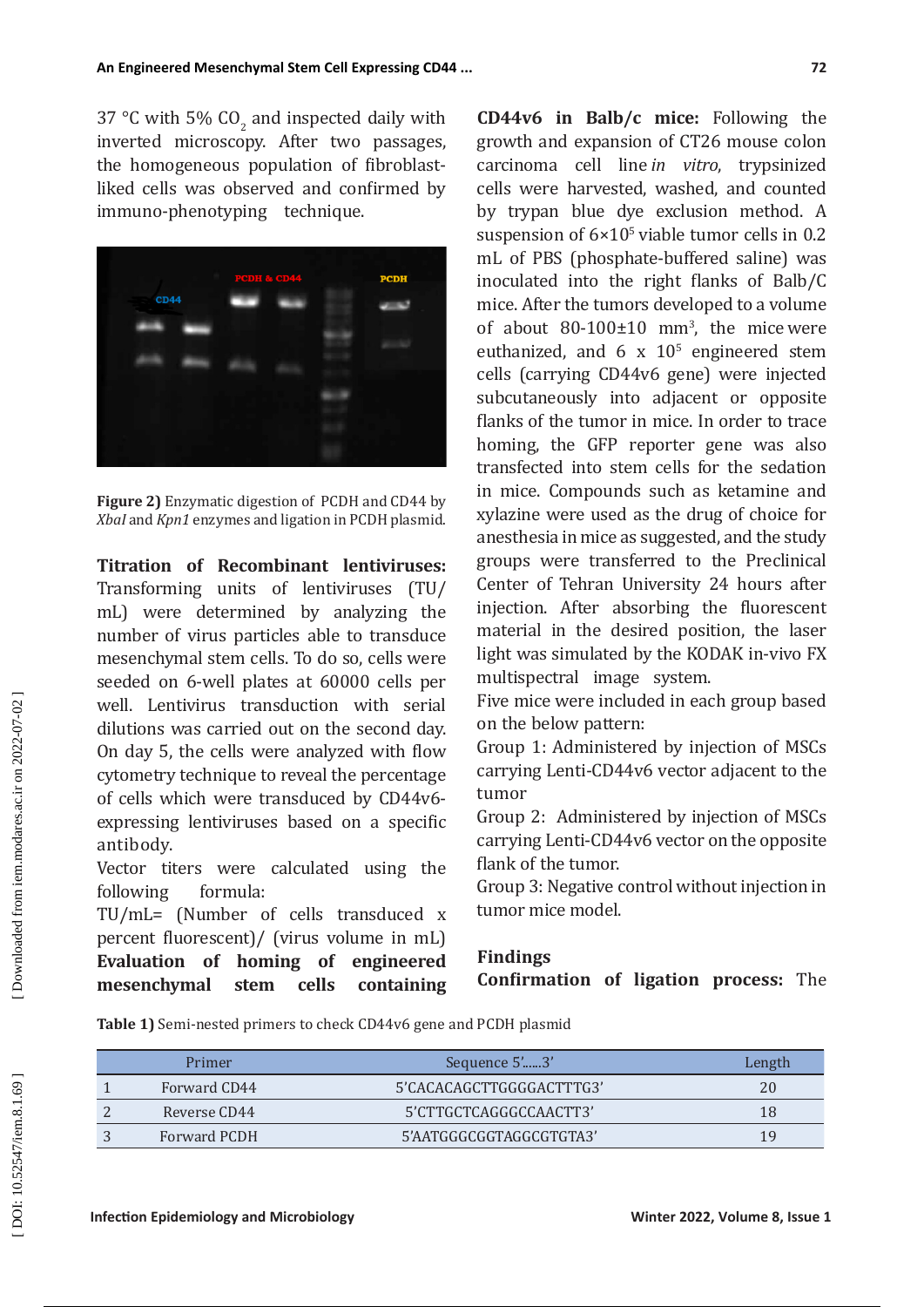37 °C with 5% $CO_2$ and inspected daily with inverted microscopy. After two passages, the homogeneous population of fibroblast-liked cells was observed and confirmed by immuno-phenotyping technique.

**Figure 2)** Enzymatic digestion of PCDH and CD44 by *XbaI* and *Kpn1* enzymes and ligation in PCDH plasmid.

**Titration of Recombinant lentiviruses:** Transforming units of lentiviruses (TU/mL) were determined by analyzing the number of virus particles able to transduce mesenchymal stem cells. To do so, cells were seeded on 6-well plates at 60000 cells per well. Lentivirus transduction with serial dilutions was carried out on the second day. On day 5, the cells were analyzed with flow cytometry technique to reveal the percentage of cells which were transduced by CD44v6-expressing lentiviruses based on a specific antibody.

Vector titers were calculated using the following formula:

TU/mL= (Number of cells transduced x percent fluorescent)/ (virus volume in mL)

**Evaluation of homing of engineered mesenchymal stem cells containing CD44v6 in Balb/c mice:** Following the growth and expansion of CT26 mouse colon carcinoma cell line *in vitro*, trypsinized cells were harvested, washed, and counted by trypan blue dye exclusion method. A suspension of $6{\times}10^5$ viable tumor cells in 0.2 mL of PBS (phosphate-buffered saline) was inoculated into the right flanks of Balb/C mice. After the tumors developed to a volume of about 80-100±10 $mm^3$, the mice were euthanized, and 6 x $10^5$ engineered stem cells (carrying CD44v6 gene) were injected subcutaneously into adjacent or opposite flanks of the tumor in mice. In order to trace homing, the GFP reporter gene was also transfected into stem cells for the sedation in mice. Compounds such as ketamine and xylazine were used as the drug of choice for anesthesia in mice as suggested, and the study groups were transferred to the Preclinical Center of Tehran University 24 hours after injection. After absorbing the fluorescent material in the desired position, the laser light was simulated by the KODAK in-vivo FX multispectral image system.

Five mice were included in each group based on the below pattern:

Group 1: Administered by injection of MSCs carrying Lenti-CD44v6 vector adjacent to the tumor

Group 2: Administered by injection of MSCs carrying Lenti-CD44v6 vector on the opposite flank of the tumor.

Group 3: Negative control without injection in tumor mice model.

## Findings

**Confirmation of ligation process:** The

**Table 1)** Semi-nested primers to check CD44v6 gene and PCDH plasmid

| | Primer | Sequence 5'......3' | Length |
|---|---|---|---|
| 1 | Forward CD44 | 5'CACACAGCTTGGGGACTTTG3' | 20 |
| 2 | Reverse CD44 | 5'CTTGCTCAGGGCCAACTT3' | 18 |
| 3 | Forward PCDH | 5'AATGGGCGGTAGGCGTGTA3' | 19 |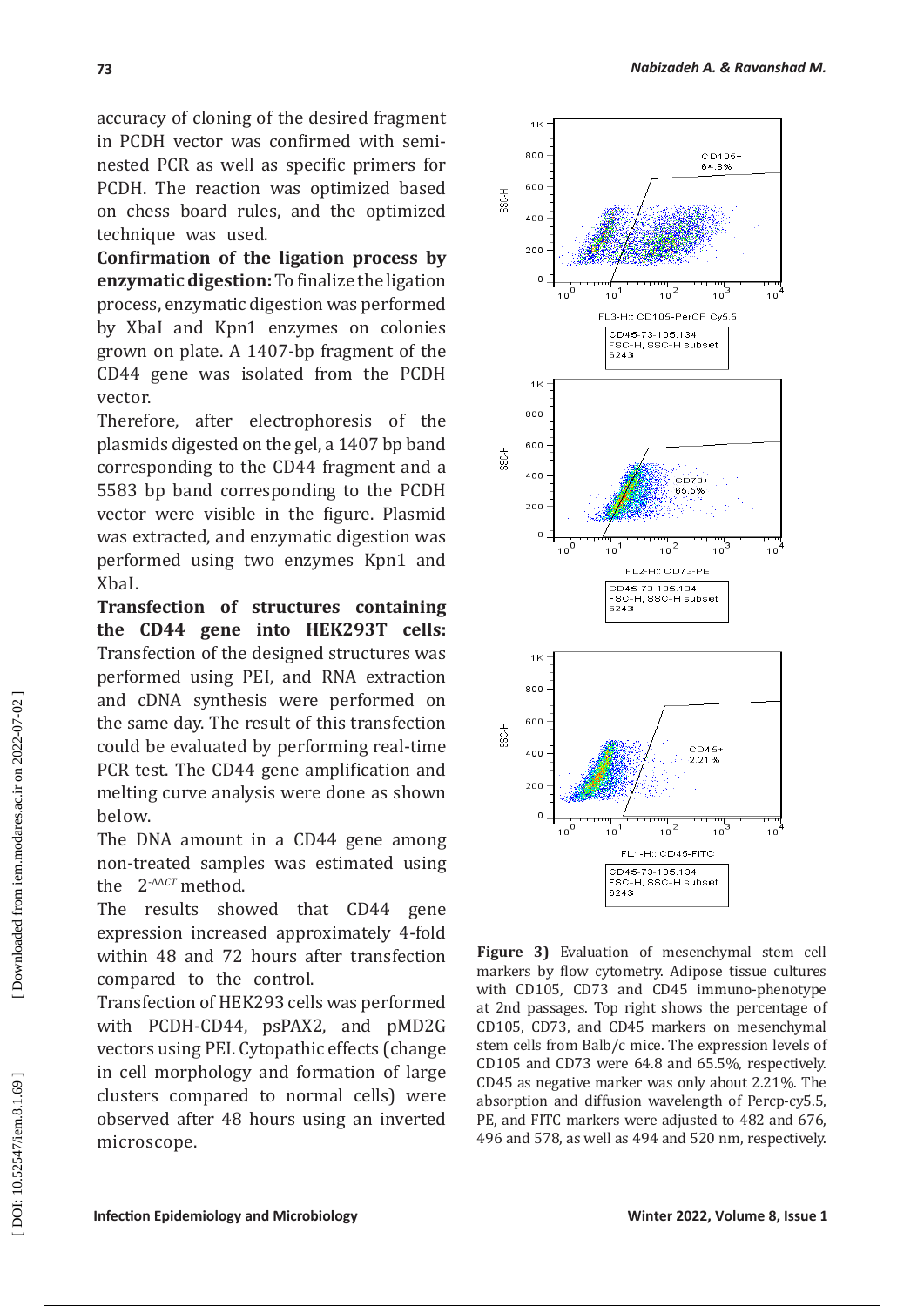accuracy of cloning of the desired fragment in PCDH vector was confirmed with semi-nested PCR as well as specific primers for PCDH. The reaction was optimized based on chess board rules, and the optimized technique was used.

**Confirmation of the ligation process by enzymatic digestion:** To finalize the ligation process, enzymatic digestion was performed by XbaI and Kpn1 enzymes on colonies grown on plate. A 1407-bp fragment of the CD44 gene was isolated from the PCDH vector.

Therefore, after electrophoresis of the plasmids digested on the gel, a 1407 bp band corresponding to the CD44 fragment and a 5583 bp band corresponding to the PCDH vector were visible in the figure. Plasmid was extracted, and enzymatic digestion was performed using two enzymes Kpn1 and XbaI.

**Transfection of structures containing the CD44 gene into HEK293T cells:** Transfection of the designed structures was performed using PEI, and RNA extraction and cDNA synthesis were performed on the same day. The result of this transfection could be evaluated by performing real-time PCR test. The CD44 gene amplification and melting curve analysis were done as shown below.

The DNA amount in a CD44 gene among non-treated samples was estimated using the $2^{-\Delta\Delta CT}$ method.

The results showed that CD44 gene expression increased approximately 4-fold within 48 and 72 hours after transfection compared to the control.

Transfection of HEK293 cells was performed with PCDH-CD44, psPAX2, and pMD2G vectors using PEI. Cytopathic effects (change in cell morphology and formation of large clusters compared to normal cells) were observed after 48 hours using an inverted microscope.

**Figure 3)** Evaluation of mesenchymal stem cell markers by flow cytometry. Adipose tissue cultures with CD105, CD73 and CD45 immuno-phenotype at 2nd passages. Top right shows the percentage of CD105, CD73, and CD45 markers on mesenchymal stem cells from Balb/c mice. The expression levels of CD105 and CD73 were 64.8 and 65.5%, respectively. CD45 as negative marker was only about 2.21%. The absorption and diffusion wavelength of Percp-cy5.5, PE, and FITC markers were adjusted to 482 and 676, 496 and 578, as well as 494 and 520 nm, respectively.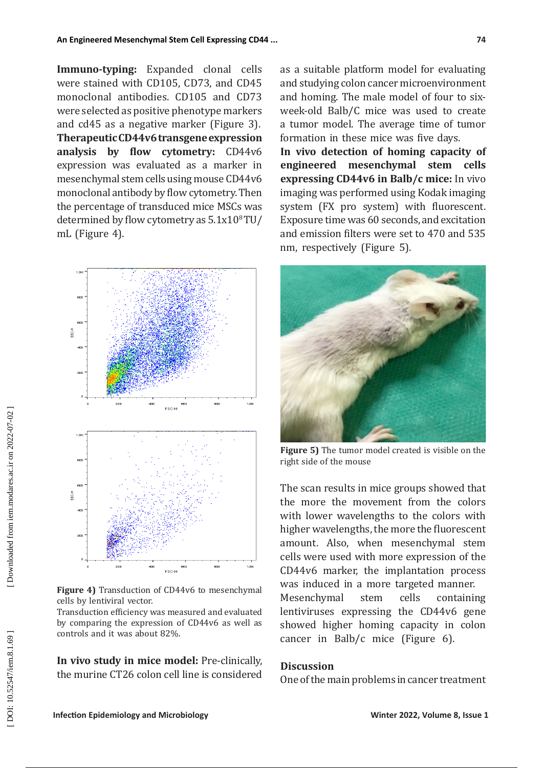**Immuno-typing:** Expanded clonal cells were stained with CD105, CD73, and CD45 monoclonal antibodies. CD105 and CD73 were selected as positive phenotype markers and cd45 as a negative marker (Figure 3).

**Therapeutic CD44v6 transgene expression analysis by flow cytometry:** CD44v6 expression was evaluated as a marker in mesenchymal stem cells using mouse CD44v6 monoclonal antibody by flow cytometry. Then the percentage of transduced mice MSCs was determined by flow cytometry as $5.1 \times 10^8$ TU/mL (Figure 4).

**Figure 4)** Transduction of CD44v6 to mesenchymal cells by lentiviral vector.
Transduction efficiency was measured and evaluated by comparing the expression of CD44v6 as well as controls and it was about 82%.

**In vivo study in mice model:** Pre-clinically, the murine CT26 colon cell line is considered as a suitable platform model for evaluating and studying colon cancer microenvironment and homing. The male model of four to six-week-old Balb/C mice was used to create a tumor model. The average time of tumor formation in these mice was five days.

**In vivo detection of homing capacity of engineered mesenchymal stem cells expressing CD44v6 in Balb/c mice:** In vivo imaging was performed using Kodak imaging system (FX pro system) with fluorescent. Exposure time was 60 seconds, and excitation and emission filters were set to 470 and 535 nm, respectively (Figure 5).

**Figure 5)** The tumor model created is visible on the right side of the mouse

The scan results in mice groups showed that the more the movement from the colors with lower wavelengths to the colors with higher wavelengths, the more the fluorescent amount. Also, when mesenchymal stem cells were used with more expression of the CD44v6 marker, the implantation process was induced in a more targeted manner. Mesenchymal stem cells containing lentiviruses expressing the CD44v6 gene showed higher homing capacity in colon cancer in Balb/c mice (Figure 6).

## Discussion

One of the main problems in cancer treatment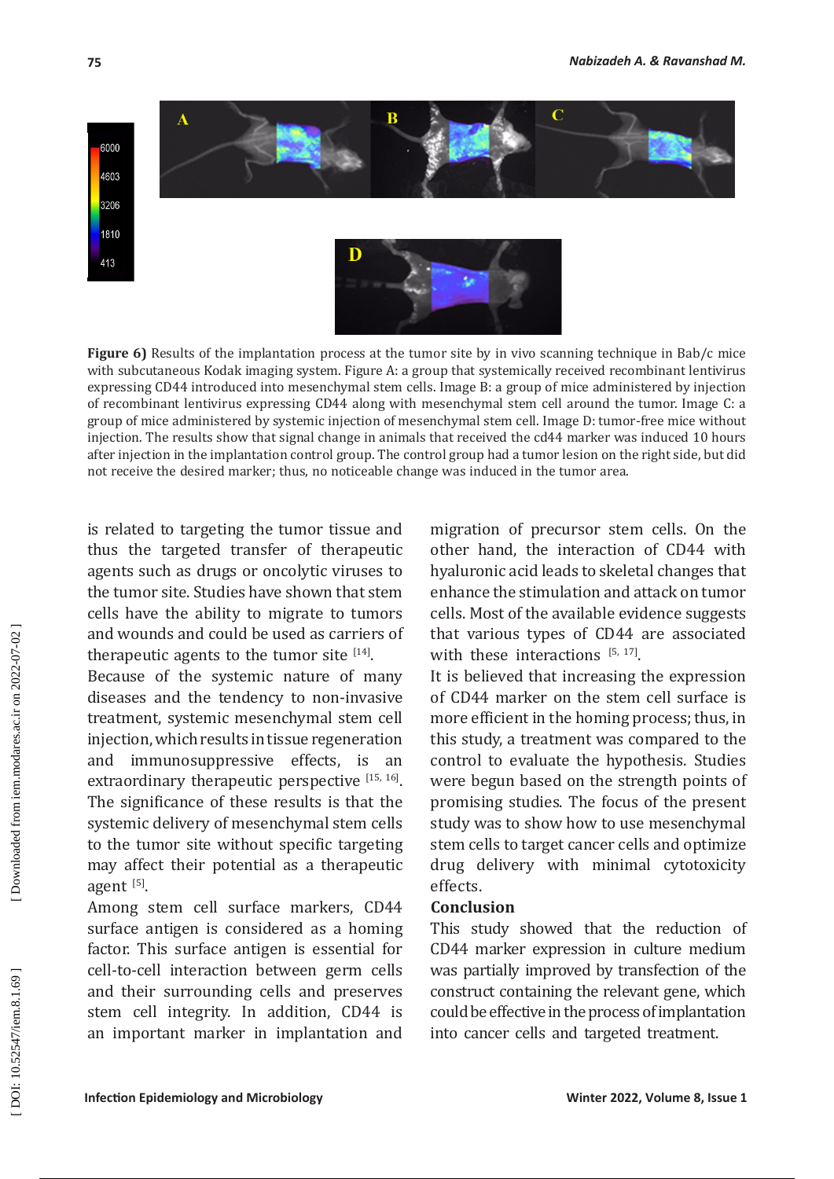**Figure 6)** Results of the implantation process at the tumor site by in vivo scanning technique in Bab/c mice with subcutaneous Kodak imaging system. Figure A: a group that systemically received recombinant lentivirus expressing CD44 introduced into mesenchymal stem cells. Image B: a group of mice administered by injection of recombinant lentivirus expressing CD44 along with mesenchymal stem cell around the tumor. Image C: a group of mice administered by systemic injection of mesenchymal stem cell. Image D: tumor-free mice without injection. The results show that signal change in animals that received the cd44 marker was induced 10 hours after injection in the implantation control group. The control group had a tumor lesion on the right side, but did not receive the desired marker; thus, no noticeable change was induced in the tumor area.

is related to targeting the tumor tissue and thus the targeted transfer of therapeutic agents such as drugs or oncolytic viruses to the tumor site. Studies have shown that stem cells have the ability to migrate to tumors and wounds and could be used as carriers of therapeutic agents to the tumor site [14].

Because of the systemic nature of many diseases and the tendency to non-invasive treatment, systemic mesenchymal stem cell injection, which results in tissue regeneration and immunosuppressive effects, is an extraordinary therapeutic perspective [15, 16]. The significance of these results is that the systemic delivery of mesenchymal stem cells to the tumor site without specific targeting may affect their potential as a therapeutic agent [5].

Among stem cell surface markers, CD44 surface antigen is considered as a homing factor. This surface antigen is essential for cell-to-cell interaction between germ cells and their surrounding cells and preserves stem cell integrity. In addition, CD44 is an important marker in implantation and migration of precursor stem cells. On the other hand, the interaction of CD44 with hyaluronic acid leads to skeletal changes that enhance the stimulation and attack on tumor cells. Most of the available evidence suggests that various types of CD44 are associated with these interactions [5, 17].

It is believed that increasing the expression of CD44 marker on the stem cell surface is more efficient in the homing process; thus, in this study, a treatment was compared to the control to evaluate the hypothesis. Studies were begun based on the strength points of promising studies. The focus of the present study was to show how to use mesenchymal stem cells to target cancer cells and optimize drug delivery with minimal cytotoxicity effects.

## Conclusion

This study showed that the reduction of CD44 marker expression in culture medium was partially improved by transfection of the construct containing the relevant gene, which could be effective in the process of implantation into cancer cells and targeted treatment.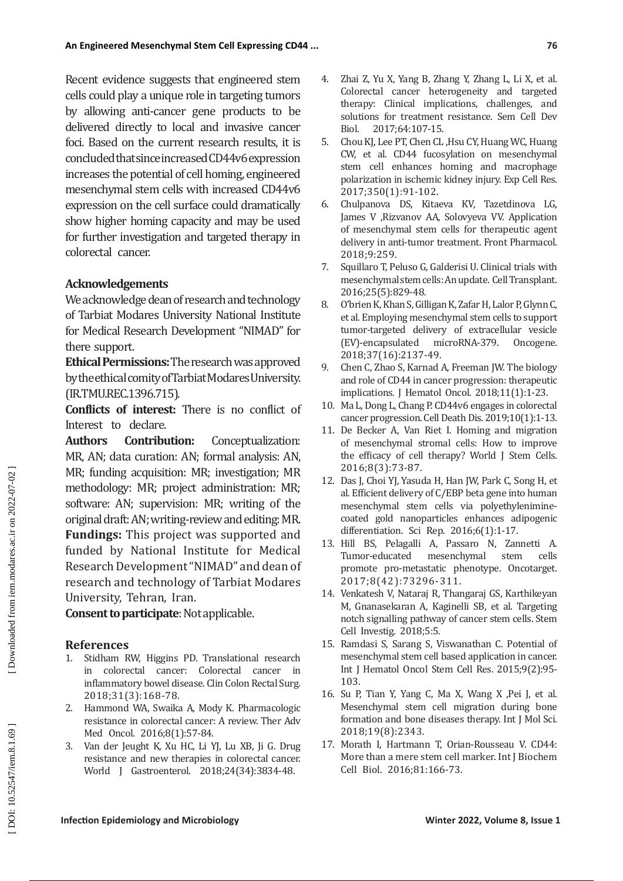Recent evidence suggests that engineered stem cells could play a unique role in targeting tumors by allowing anti-cancer gene products to be delivered directly to local and invasive cancer foci. Based on the current research results, it is concluded that since increased CD44v6 expression increases the potential of cell homing, engineered mesenchymal stem cells with increased CD44v6 expression on the cell surface could dramatically show higher homing capacity and may be used for further investigation and targeted therapy in colorectal cancer.

## Acknowledgements

We acknowledge dean of research and technology of Tarbiat Modares University National Institute for Medical Research Development "NIMAD" for there support.

**Ethical Permissions:** The research was approved by the ethical comity of Tarbiat Modares University. (IR.TMU.REC.1396.715).

**Conflicts of interest:** There is no conflict of Interest to declare.

**Authors Contribution:** Conceptualization: MR, AN; data curation: AN; formal analysis: AN, MR; funding acquisition: MR; investigation; MR methodology: MR; project administration: MR; software: AN; supervision: MR; writing of the original draft: AN; writing-review and editing: MR.

**Fundings:** This project was supported and funded by National Institute for Medical Research Development "NIMAD" and dean of research and technology of Tarbiat Modares University, Tehran, Iran.

**Consent to participate**: Not applicable.

## References

1. Stidham RW, Higgins PD. Translational research in colorectal cancer: Colorectal cancer in inflammatory bowel disease. Clin Colon Rectal Surg. 2018;31(3):168-78.
2. Hammond WA, Swaika A, Mody K. Pharmacologic resistance in colorectal cancer: A review. Ther Adv Med Oncol. 2016;8(1):57-84.
3. Van der Jeught K, Xu HC, Li YJ, Lu XB, Ji G. Drug resistance and new therapies in colorectal cancer. World J Gastroenterol. 2018;24(34):3834-48.
4. Zhai Z, Yu X, Yang B, Zhang Y, Zhang L, Li X, et al. Colorectal cancer heterogeneity and targeted therapy: Clinical implications, challenges, and solutions for treatment resistance. Sem Cell Dev Biol. 2017;64:107-15.
5. Chou KJ, Lee PT, Chen CL ,Hsu CY, Huang WC, Huang CW, et al. CD44 fucosylation on mesenchymal stem cell enhances homing and macrophage polarization in ischemic kidney injury. Exp Cell Res. 2017;350(1):91-102.
6. Chulpanova DS, Kitaeva KV, Tazetdinova LG, James V ,Rizvanov AA, Solovyeva VV. Application of mesenchymal stem cells for therapeutic agent delivery in anti-tumor treatment. Front Pharmacol. 2018;9:259.
7. Squillaro T, Peluso G, Galderisi U. Clinical trials with mesenchymal stem cells: An update. Cell Transplant. 2016;25(5):829-48.
8. O'brien K, Khan S, Gilligan K, Zafar H, Lalor P, Glynn C, et al. Employing mesenchymal stem cells to support tumor-targeted delivery of extracellular vesicle (EV)-encapsulated microRNA-379. Oncogene. 2018;37(16):2137-49.
9. Chen C, Zhao S, Karnad A, Freeman JW. The biology and role of CD44 in cancer progression: therapeutic implications. J Hematol Oncol. 2018;11(1):1-23.
10. Ma L, Dong L, Chang P. CD44v6 engages in colorectal cancer progression. Cell Death Dis. 2019;10(1):1-13.
11. De Becker A, Van Riet I. Homing and migration of mesenchymal stromal cells: How to improve the efficacy of cell therapy? World J Stem Cells. 2016;8(3):73-87.
12. Das J, Choi YJ, Yasuda H, Han JW, Park C, Song H, et al. Efficient delivery of C/EBP beta gene into human mesenchymal stem cells via polyethylenimine-coated gold nanoparticles enhances adipogenic differentiation. Sci Rep. 2016;6(1):1-17.
13. Hill BS, Pelagalli A, Passaro N, Zannetti A. Tumor-educated mesenchymal stem cells promote pro-metastatic phenotype. Oncotarget. 2017;8(42):73296-311.
14. Venkatesh V, Nataraj R, Thangaraj GS, Karthikeyan M, Gnanasekaran A, Kaginelli SB, et al. Targeting notch signalling pathway of cancer stem cells. Stem Cell Investig. 2018;5:5.
15. Ramdasi S, Sarang S, Viswanathan C. Potential of mesenchymal stem cell based application in cancer. Int J Hematol Oncol Stem Cell Res. 2015;9(2):95-103.
16. Su P, Tian Y, Yang C, Ma X, Wang X ,Pei J, et al. Mesenchymal stem cell migration during bone formation and bone diseases therapy. Int J Mol Sci. 2018;19(8):2343.
17. Morath I, Hartmann T, Orian-Rousseau V. CD44: More than a mere stem cell marker. Int J Biochem Cell Biol. 2016;81:166-73.